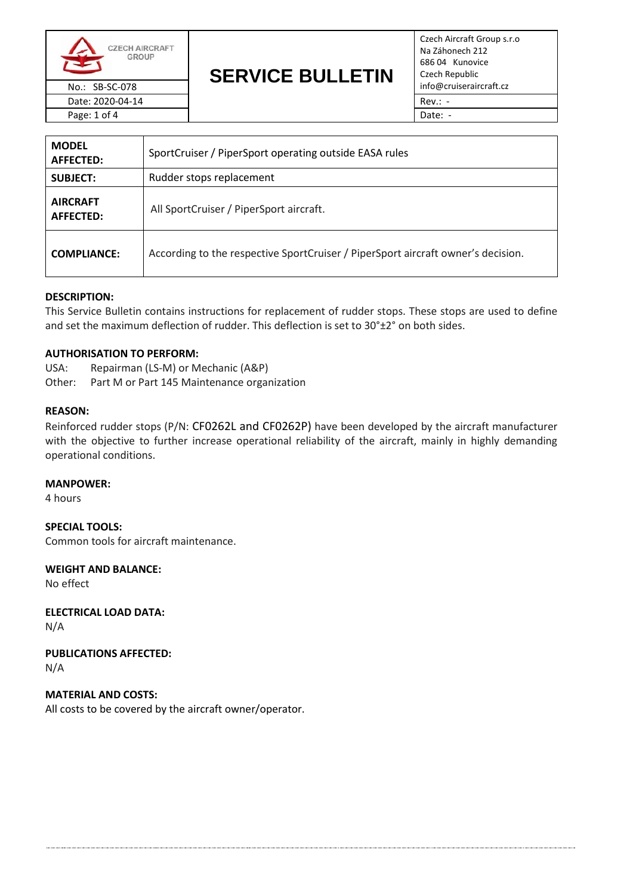| CZECH AIRCRAFT GROUP | SERVICE BULLETIN | Czech Aircraft Group s.r.o<br>Na Záhonech 212<br>686 04 Kunovice<br>Czech Republic<br>info@cruiseraircraft.cz |
|---|---|---|
| No.: SB-SC-078 | | Rev.: - |
| Date: 2020-04-14 | | Date: - |

| | |
|---|---|
| **MODEL AFFECTED:** | SportCruiser / PiperSport operating outside EASA rules |
| **SUBJECT:** | Rudder stops replacement |
| **AIRCRAFT AFFECTED:** | All SportCruiser / PiperSport aircraft. |
| **COMPLIANCE:** | According to the respective SportCruiser / PiperSport aircraft owner's decision. |

**DESCRIPTION:**

This Service Bulletin contains instructions for replacement of rudder stops. These stops are used to define and set the maximum deflection of rudder. This deflection is set to 30°±2° on both sides.

**AUTHORISATION TO PERFORM:**

USA: Repairman (LS-M) or Mechanic (A&P)
Other: Part M or Part 145 Maintenance organization

**REASON:**

Reinforced rudder stops (P/N: CF0262L and CF0262P) have been developed by the aircraft manufacturer with the objective to further increase operational reliability of the aircraft, mainly in highly demanding operational conditions.

**MANPOWER:**

4 hours

**SPECIAL TOOLS:**

Common tools for aircraft maintenance.

**WEIGHT AND BALANCE:**

No effect

**ELECTRICAL LOAD DATA:**

N/A

**PUBLICATIONS AFFECTED:**

N/A

**MATERIAL AND COSTS:**

All costs to be covered by the aircraft owner/operator.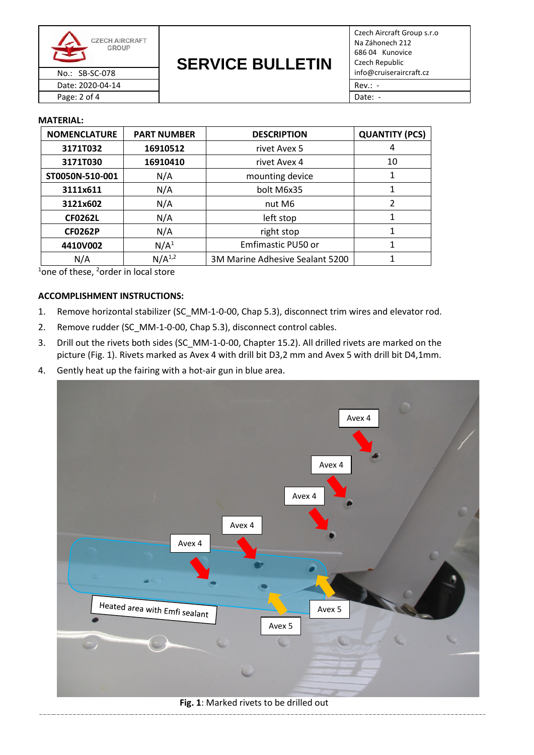**MATERIAL:**

| NOMENCLATURE | PART NUMBER | DESCRIPTION | QUANTITY (PCS) |
|---|---|---|---|
| **3171T032** | **16910512** | rivet Avex 5 | 4 |
| **3171T030** | **16910410** | rivet Avex 4 | 10 |
| **ST0050N-510-001** | N/A | mounting device | 1 |
| **3111x611** | N/A | bolt M6x35 | 1 |
| **3121x602** | N/A | nut M6 | 2 |
| **CF0262L** | N/A | left stop | 1 |
| **CF0262P** | N/A | right stop | 1 |
| **4410V002** | N/A[1] | Emfimastic PU50 or | 1 |
| N/A | N/A[1,2] | 3M Marine Adhesive Sealant 5200 | 1 |

[1]one of these, [2]order in local store

**ACCOMPLISHMENT INSTRUCTIONS:**

1. Remove horizontal stabilizer (SC_MM-1-0-00, Chap 5.3), disconnect trim wires and elevator rod.
2. Remove rudder (SC_MM-1-0-00, Chap 5.3), disconnect control cables.
3. Drill out the rivets both sides (SC_MM-1-0-00, Chapter 15.2). All drilled rivets are marked on the picture (Fig. 1). Rivets marked as Avex 4 with drill bit D3,2 mm and Avex 5 with drill bit D4,1mm.
4. Gently heat up the fairing with a hot-air gun in blue area.

**Fig. 1**: Marked rivets to be drilled out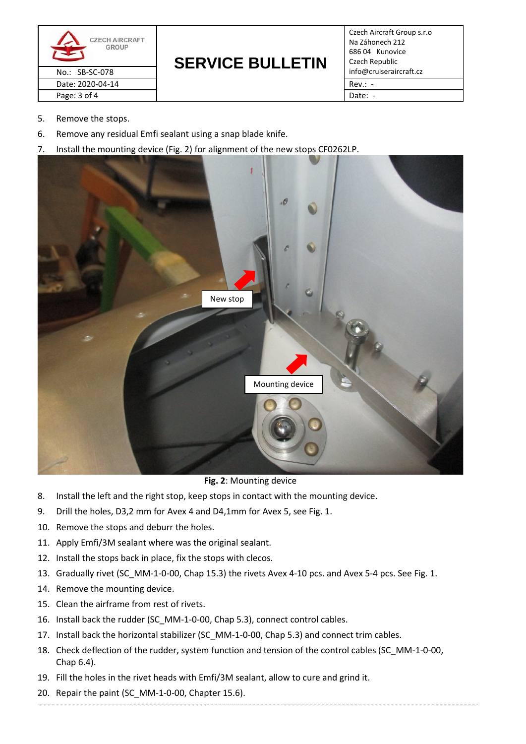5. Remove the stops.
6. Remove any residual Emfi sealant using a snap blade knife.
7. Install the mounting device (Fig. 2) for alignment of the new stops CF0262LP.

**Fig. 2**: Mounting device

8. Install the left and the right stop, keep stops in contact with the mounting device.
9. Drill the holes, D3,2 mm for Avex 4 and D4,1mm for Avex 5, see Fig. 1.
10. Remove the stops and deburr the holes.
11. Apply Emfi/3M sealant where was the original sealant.
12. Install the stops back in place, fix the stops with clecos.
13. Gradually rivet (SC_MM-1-0-00, Chap 15.3) the rivets Avex 4-10 pcs. and Avex 5-4 pcs. See Fig. 1.
14. Remove the mounting device.
15. Clean the airframe from rest of rivets.
16. Install back the rudder (SC_MM-1-0-00, Chap 5.3), connect control cables.
17. Install back the horizontal stabilizer (SC_MM-1-0-00, Chap 5.3) and connect trim cables.
18. Check deflection of the rudder, system function and tension of the control cables (SC_MM-1-0-00, Chap 6.4).
19. Fill the holes in the rivet heads with Emfi/3M sealant, allow to cure and grind it.
20. Repair the paint (SC_MM-1-0-00, Chapter 15.6).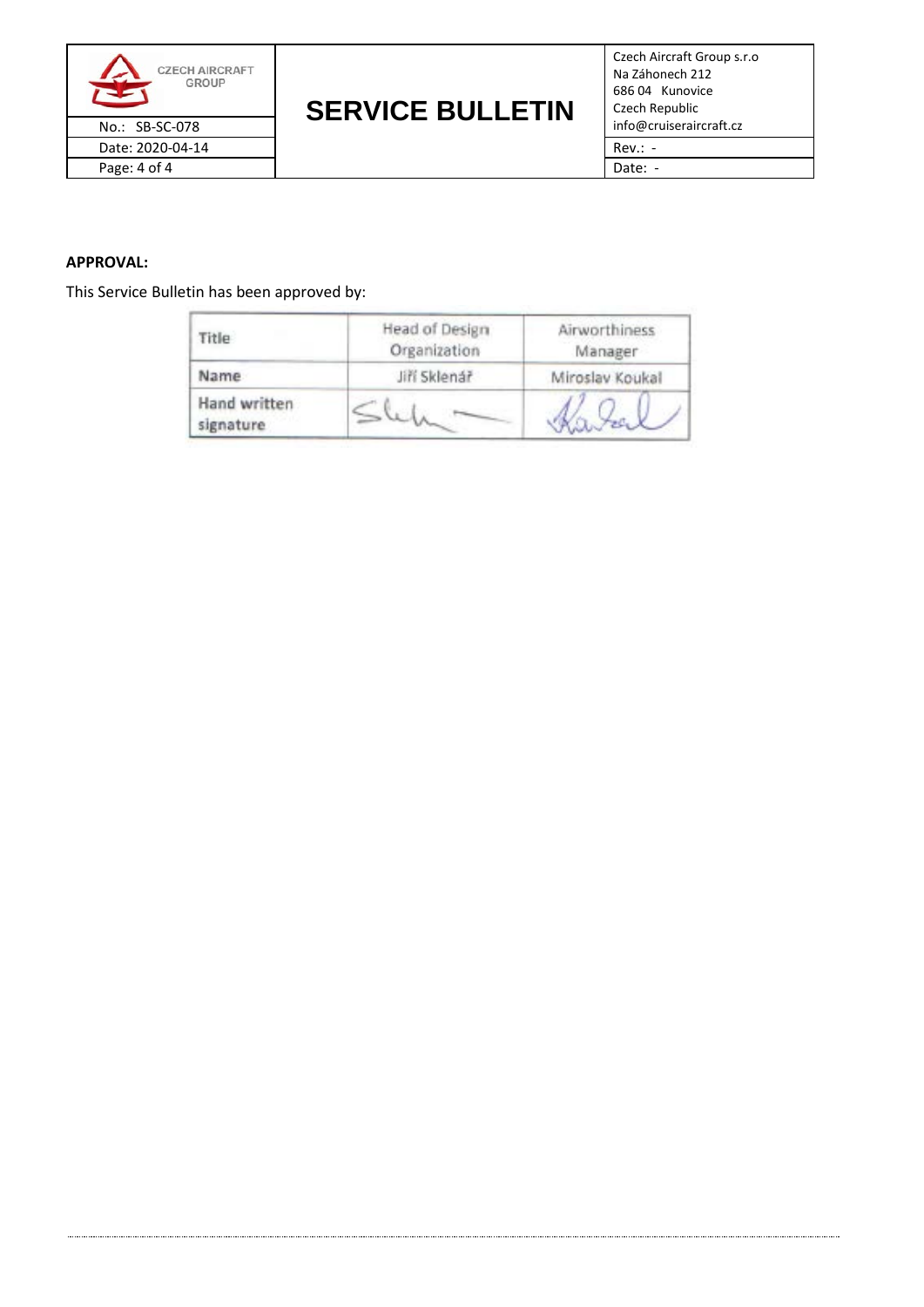**APPROVAL:**

This Service Bulletin has been approved by:

| | | |
|---|---|---|
| Title | Head of Design Organization | Airworthiness Manager |
| Name | Jiří Sklenář | Miroslav Koukal |
| Hand written signature | | |